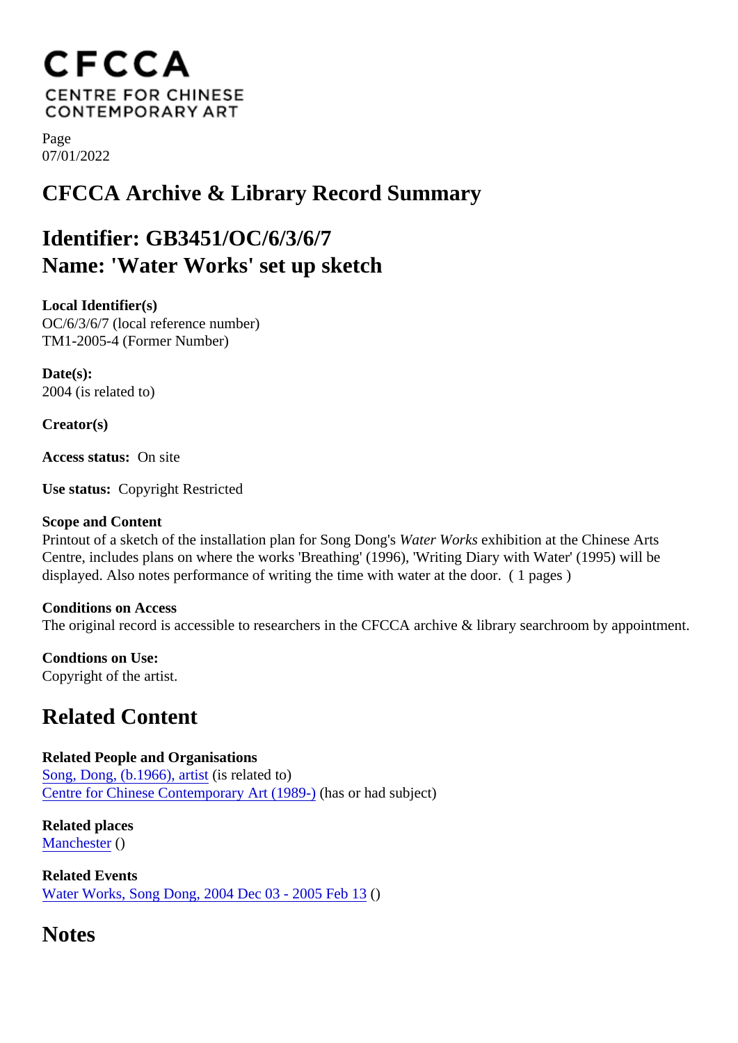CFCCA
CENTRE FOR CHINESE
CONTEMPORARY ART

Page
07/01/2022

# CFCCA Archive & Library Record Summary

## Identifier: GB3451/OC/6/3/6/7
## Name: 'Water Works' set up sketch

**Local Identifier(s)**
OC/6/3/6/7 (local reference number)
TM1-2005-4 (Former Number)

**Date(s):**
2004 (is related to)

**Creator(s)**

**Access status:** On site

**Use status:** Copyright Restricted

**Scope and Content**
Printout of a sketch of the installation plan for Song Dong's *Water Works* exhibition at the Chinese Arts Centre, includes plans on where the works 'Breathing' (1996), 'Writing Diary with Water' (1995) will be displayed. Also notes performance of writing the time with water at the door. ( 1 pages )

**Conditions on Access**
The original record is accessible to researchers in the CFCCA archive & library searchroom by appointment.

**Condtions on Use:**
Copyright of the artist.

## Related Content

**Related People and Organisations**
Song, Dong, (b.1966), artist (is related to)
Centre for Chinese Contemporary Art (1989-) (has or had subject)

**Related places**
Manchester ()

**Related Events**
Water Works, Song Dong, 2004 Dec 03 - 2005 Feb 13 ()

## Notes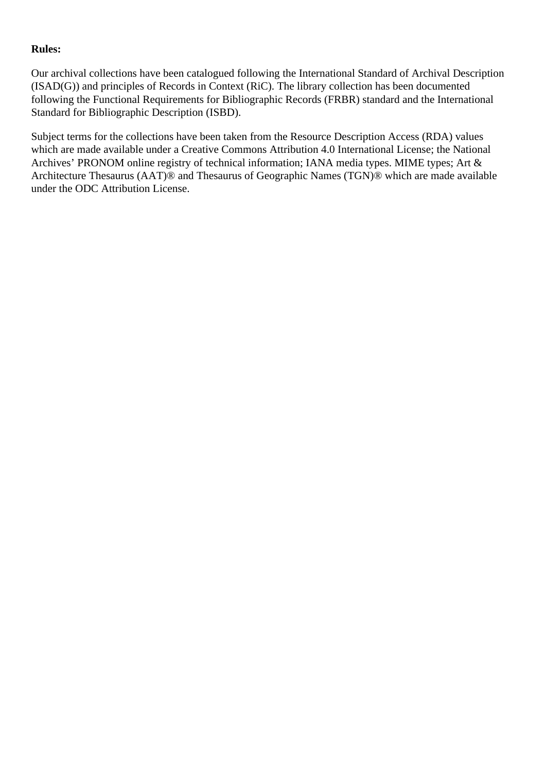**Rules:**

Our archival collections have been catalogued following the International Standard of Archival Description (ISAD(G)) and principles of Records in Context (RiC). The library collection has been documented following the Functional Requirements for Bibliographic Records (FRBR) standard and the International Standard for Bibliographic Description (ISBD).

Subject terms for the collections have been taken from the Resource Description Access (RDA) values which are made available under a Creative Commons Attribution 4.0 International License; the National Archives' PRONOM online registry of technical information; IANA media types. MIME types; Art & Architecture Thesaurus (AAT)® and Thesaurus of Geographic Names (TGN)® which are made available under the ODC Attribution License.